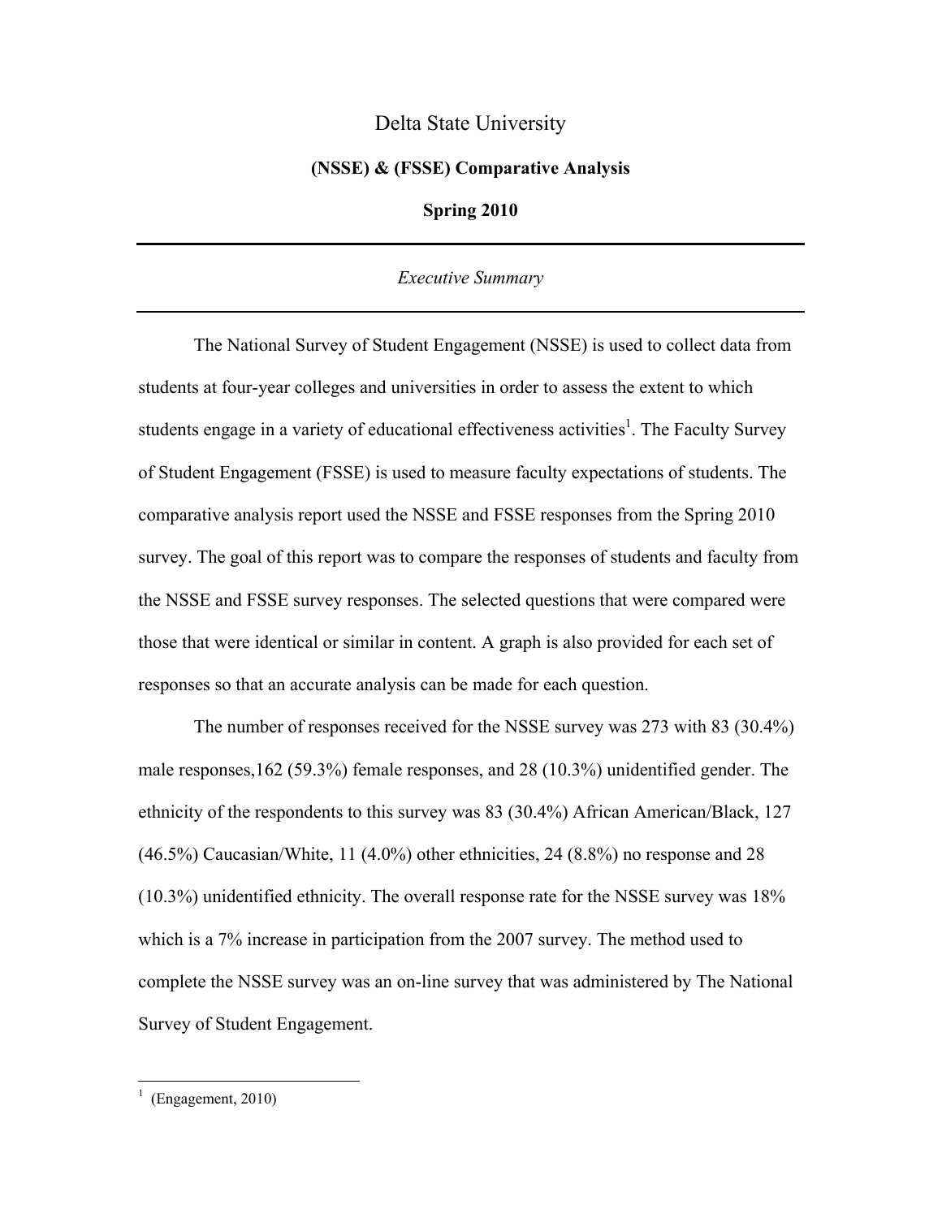# Delta State University

## (NSSE) & (FSSE) Comparative Analysis

## Spring 2010

---

*Executive Summary*

---

The National Survey of Student Engagement (NSSE) is used to collect data from students at four-year colleges and universities in order to assess the extent to which students engage in a variety of educational effectiveness activities[1]. The Faculty Survey of Student Engagement (FSSE) is used to measure faculty expectations of students. The comparative analysis report used the NSSE and FSSE responses from the Spring 2010 survey. The goal of this report was to compare the responses of students and faculty from the NSSE and FSSE survey responses. The selected questions that were compared were those that were identical or similar in content. A graph is also provided for each set of responses so that an accurate analysis can be made for each question.

The number of responses received for the NSSE survey was 273 with 83 (30.4%) male responses,162 (59.3%) female responses, and 28 (10.3%) unidentified gender. The ethnicity of the respondents to this survey was 83 (30.4%) African American/Black, 127 (46.5%) Caucasian/White, 11 (4.0%) other ethnicities, 24 (8.8%) no response and 28 (10.3%) unidentified ethnicity. The overall response rate for the NSSE survey was 18% which is a 7% increase in participation from the 2007 survey. The method used to complete the NSSE survey was an on-line survey that was administered by The National Survey of Student Engagement.

---

[1] (Engagement, 2010)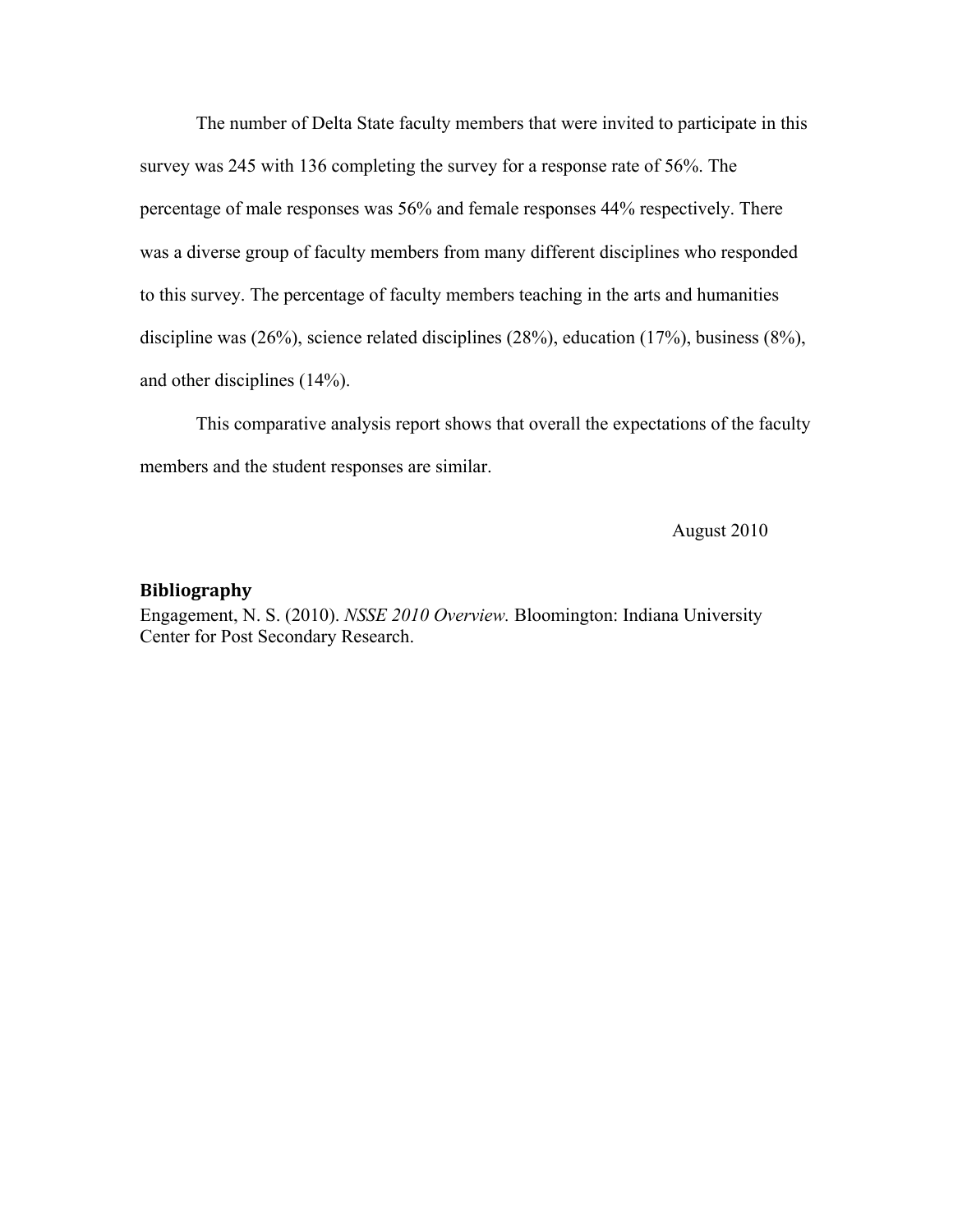The number of Delta State faculty members that were invited to participate in this survey was 245 with 136 completing the survey for a response rate of 56%. The percentage of male responses was 56% and female responses 44% respectively. There was a diverse group of faculty members from many different disciplines who responded to this survey. The percentage of faculty members teaching in the arts and humanities discipline was (26%), science related disciplines (28%), education (17%), business (8%), and other disciplines (14%).

This comparative analysis report shows that overall the expectations of the faculty members and the student responses are similar.

August 2010

## Bibliography

Engagement, N. S. (2010). *NSSE 2010 Overview.* Bloomington: Indiana University Center for Post Secondary Research.